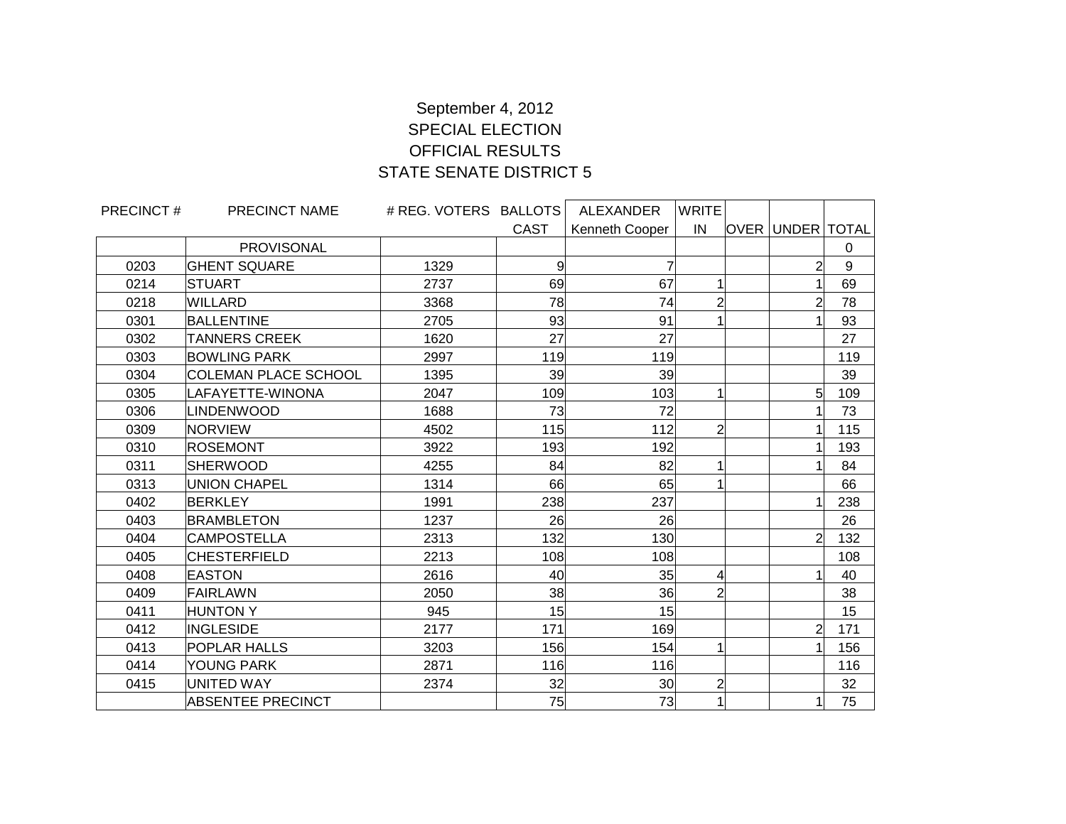September 4, 2012
SPECIAL ELECTION
OFFICIAL RESULTS
STATE SENATE DISTRICT 5

| PRECINCT # | PRECINCT NAME | # REG. VOTERS | BALLOTS CAST | ALEXANDER Kenneth Cooper | WRITE IN | OVER | UNDER | TOTAL |
|---|---|---|---|---|---|---|---|---|
| | PROVISONAL | | | | | | | 0 |
| 0203 | GHENT SQUARE | 1329 | 9 | 7 | | | 2 | 9 |
| 0214 | STUART | 2737 | 69 | 67 | 1 | | 1 | 69 |
| 0218 | WILLARD | 3368 | 78 | 74 | 2 | | 2 | 78 |
| 0301 | BALLENTINE | 2705 | 93 | 91 | 1 | | 1 | 93 |
| 0302 | TANNERS CREEK | 1620 | 27 | 27 | | | | 27 |
| 0303 | BOWLING PARK | 2997 | 119 | 119 | | | | 119 |
| 0304 | COLEMAN PLACE SCHOOL | 1395 | 39 | 39 | | | | 39 |
| 0305 | LAFAYETTE-WINONA | 2047 | 109 | 103 | 1 | | 5 | 109 |
| 0306 | LINDENWOOD | 1688 | 73 | 72 | | | 1 | 73 |
| 0309 | NORVIEW | 4502 | 115 | 112 | 2 | | 1 | 115 |
| 0310 | ROSEMONT | 3922 | 193 | 192 | | | 1 | 193 |
| 0311 | SHERWOOD | 4255 | 84 | 82 | 1 | | 1 | 84 |
| 0313 | UNION CHAPEL | 1314 | 66 | 65 | 1 | | | 66 |
| 0402 | BERKLEY | 1991 | 238 | 237 | | | 1 | 238 |
| 0403 | BRAMBLETON | 1237 | 26 | 26 | | | | 26 |
| 0404 | CAMPOSTELLA | 2313 | 132 | 130 | | | 2 | 132 |
| 0405 | CHESTERFIELD | 2213 | 108 | 108 | | | | 108 |
| 0408 | EASTON | 2616 | 40 | 35 | 4 | | 1 | 40 |
| 0409 | FAIRLAWN | 2050 | 38 | 36 | 2 | | | 38 |
| 0411 | HUNTON Y | 945 | 15 | 15 | | | | 15 |
| 0412 | INGLESIDE | 2177 | 171 | 169 | | | 2 | 171 |
| 0413 | POPLAR HALLS | 3203 | 156 | 154 | 1 | | 1 | 156 |
| 0414 | YOUNG PARK | 2871 | 116 | 116 | | | | 116 |
| 0415 | UNITED WAY | 2374 | 32 | 30 | 2 | | | 32 |
| | ABSENTEE PRECINCT | | 75 | 73 | 1 | | 1 | 75 |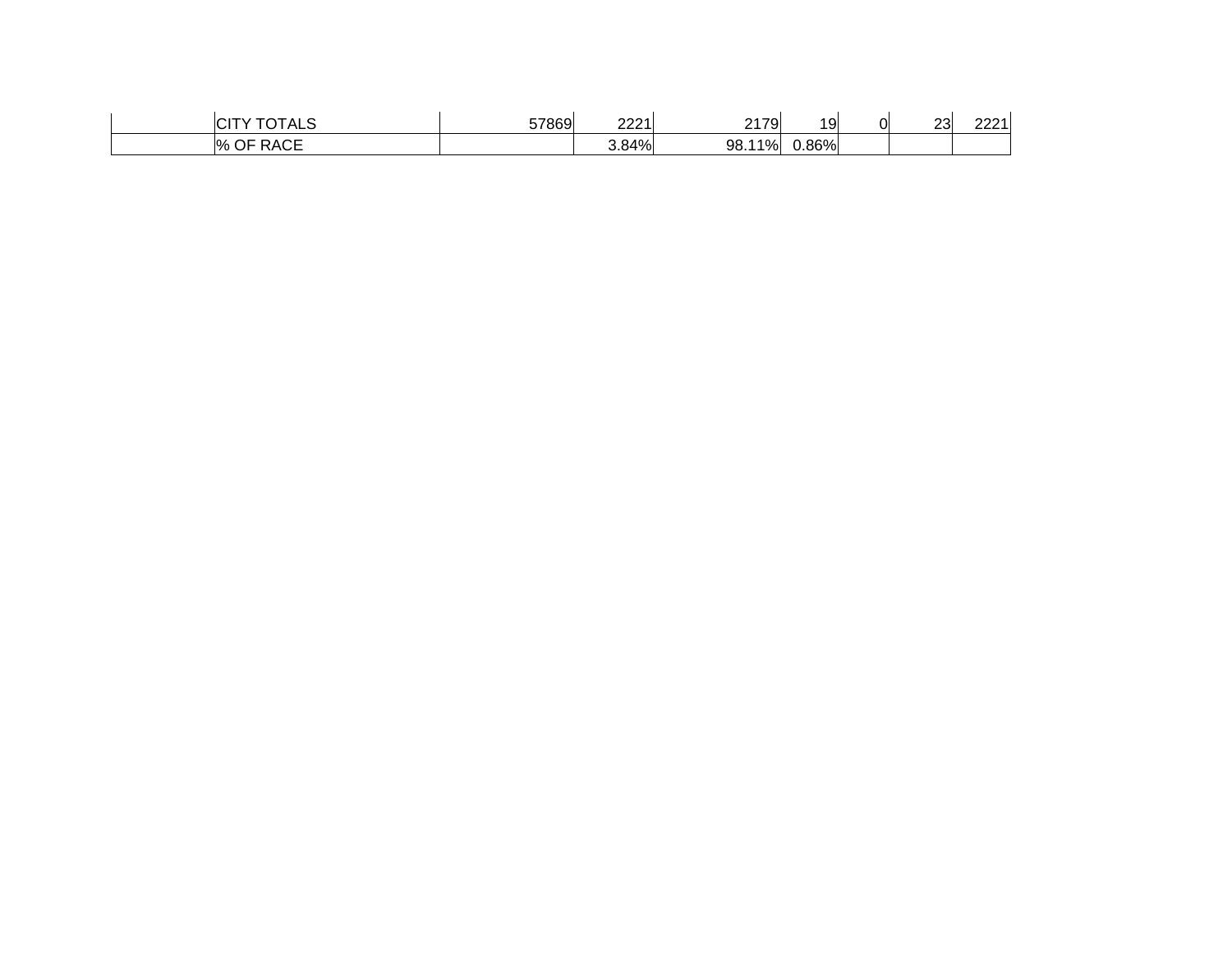| | | | | | | | | |
|---|---|---|---|---|---|---|---|---|
| | CITY TOTALS | 57869 | 2221 | 2179 | 19 | 0 | 23 | 2221 |
| | % OF RACE | | 3.84% | 98.11% | 0.86% | | | |